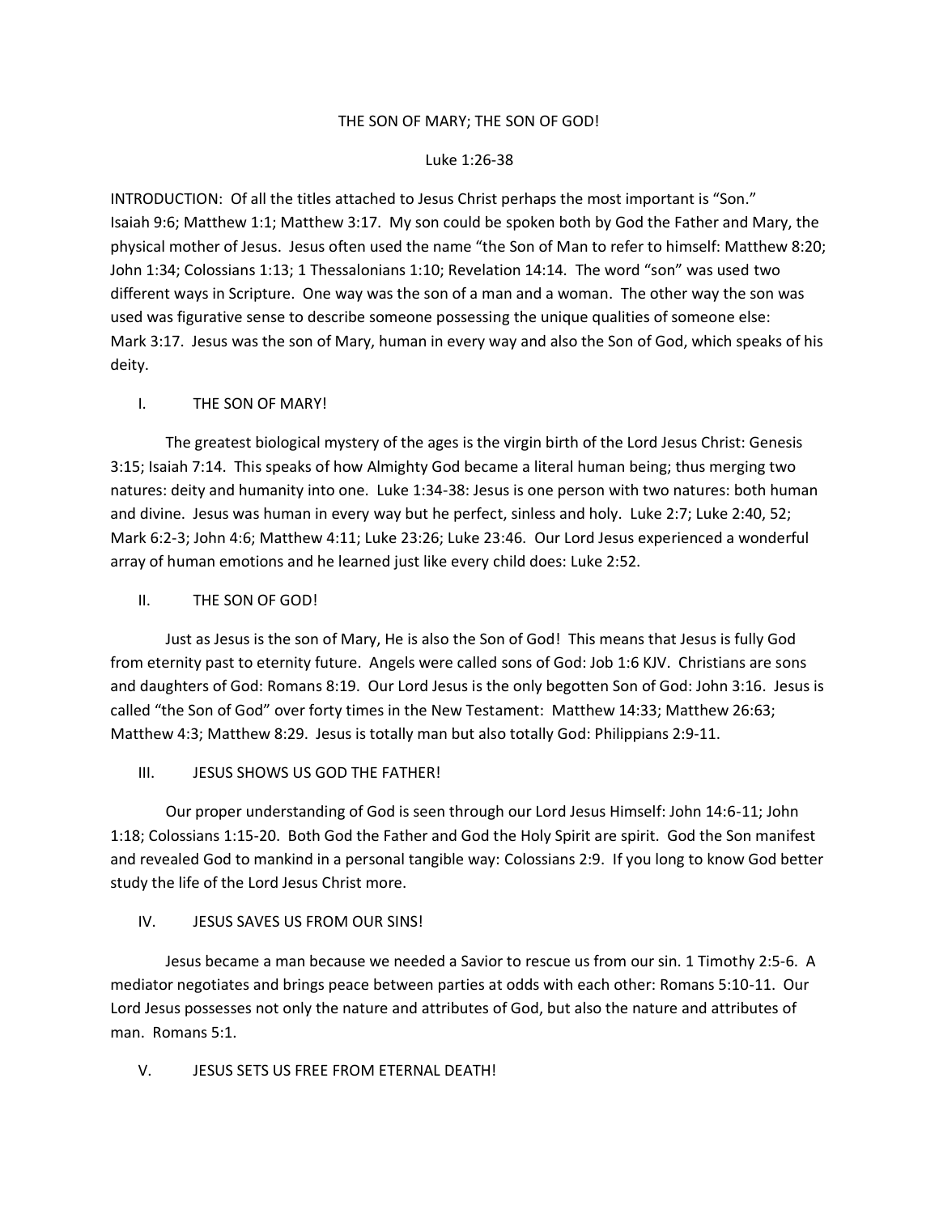THE SON OF MARY; THE SON OF GOD!

Luke 1:26-38

INTRODUCTION: Of all the titles attached to Jesus Christ perhaps the most important is "Son." Isaiah 9:6; Matthew 1:1; Matthew 3:17. My son could be spoken both by God the Father and Mary, the physical mother of Jesus. Jesus often used the name "the Son of Man to refer to himself: Matthew 8:20; John 1:34; Colossians 1:13; 1 Thessalonians 1:10; Revelation 14:14. The word "son" was used two different ways in Scripture. One way was the son of a man and a woman. The other way the son was used was figurative sense to describe someone possessing the unique qualities of someone else: Mark 3:17. Jesus was the son of Mary, human in every way and also the Son of God, which speaks of his deity.

## I. THE SON OF MARY!

The greatest biological mystery of the ages is the virgin birth of the Lord Jesus Christ: Genesis 3:15; Isaiah 7:14. This speaks of how Almighty God became a literal human being; thus merging two natures: deity and humanity into one. Luke 1:34-38: Jesus is one person with two natures: both human and divine. Jesus was human in every way but he perfect, sinless and holy. Luke 2:7; Luke 2:40, 52; Mark 6:2-3; John 4:6; Matthew 4:11; Luke 23:26; Luke 23:46. Our Lord Jesus experienced a wonderful array of human emotions and he learned just like every child does: Luke 2:52.

## II. THE SON OF GOD!

Just as Jesus is the son of Mary, He is also the Son of God! This means that Jesus is fully God from eternity past to eternity future. Angels were called sons of God: Job 1:6 KJV. Christians are sons and daughters of God: Romans 8:19. Our Lord Jesus is the only begotten Son of God: John 3:16. Jesus is called "the Son of God" over forty times in the New Testament: Matthew 14:33; Matthew 26:63; Matthew 4:3; Matthew 8:29. Jesus is totally man but also totally God: Philippians 2:9-11.

## III. JESUS SHOWS US GOD THE FATHER!

Our proper understanding of God is seen through our Lord Jesus Himself: John 14:6-11; John 1:18; Colossians 1:15-20. Both God the Father and God the Holy Spirit are spirit. God the Son manifest and revealed God to mankind in a personal tangible way: Colossians 2:9. If you long to know God better study the life of the Lord Jesus Christ more.

## IV. JESUS SAVES US FROM OUR SINS!

Jesus became a man because we needed a Savior to rescue us from our sin. 1 Timothy 2:5-6. A mediator negotiates and brings peace between parties at odds with each other: Romans 5:10-11. Our Lord Jesus possesses not only the nature and attributes of God, but also the nature and attributes of man. Romans 5:1.

## V. JESUS SETS US FREE FROM ETERNAL DEATH!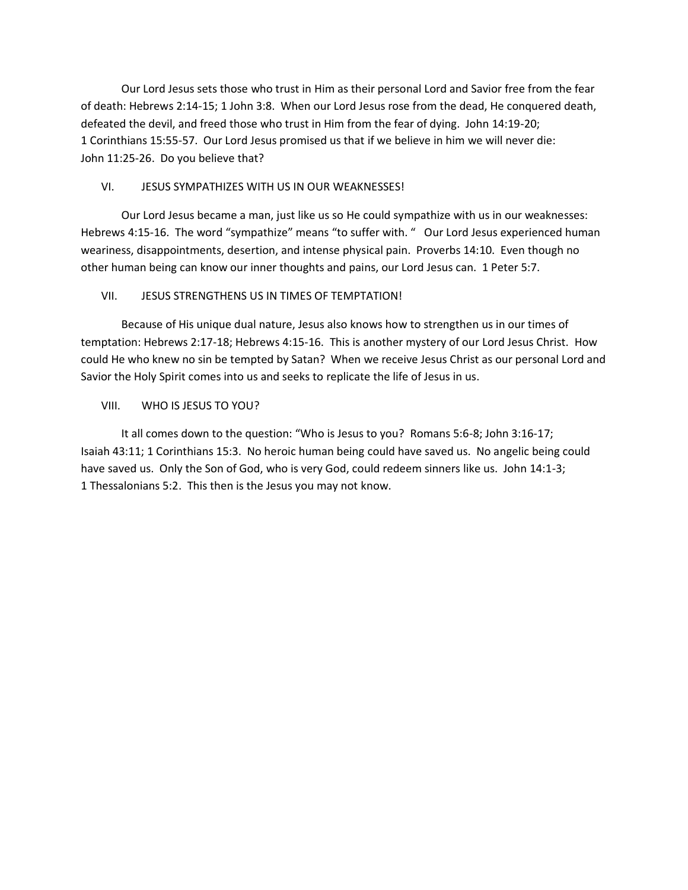Our Lord Jesus sets those who trust in Him as their personal Lord and Savior free from the fear of death: Hebrews 2:14-15; 1 John 3:8. When our Lord Jesus rose from the dead, He conquered death, defeated the devil, and freed those who trust in Him from the fear of dying. John 14:19-20; 1 Corinthians 15:55-57. Our Lord Jesus promised us that if we believe in him we will never die: John 11:25-26. Do you believe that?

## VI. JESUS SYMPATHIZES WITH US IN OUR WEAKNESSES!

Our Lord Jesus became a man, just like us so He could sympathize with us in our weaknesses: Hebrews 4:15-16. The word "sympathize" means "to suffer with. " Our Lord Jesus experienced human weariness, disappointments, desertion, and intense physical pain. Proverbs 14:10. Even though no other human being can know our inner thoughts and pains, our Lord Jesus can. 1 Peter 5:7.

## VII. JESUS STRENGTHENS US IN TIMES OF TEMPTATION!

Because of His unique dual nature, Jesus also knows how to strengthen us in our times of temptation: Hebrews 2:17-18; Hebrews 4:15-16. This is another mystery of our Lord Jesus Christ. How could He who knew no sin be tempted by Satan? When we receive Jesus Christ as our personal Lord and Savior the Holy Spirit comes into us and seeks to replicate the life of Jesus in us.

## VIII. WHO IS JESUS TO YOU?

It all comes down to the question: "Who is Jesus to you? Romans 5:6-8; John 3:16-17; Isaiah 43:11; 1 Corinthians 15:3. No heroic human being could have saved us. No angelic being could have saved us. Only the Son of God, who is very God, could redeem sinners like us. John 14:1-3; 1 Thessalonians 5:2. This then is the Jesus you may not know.